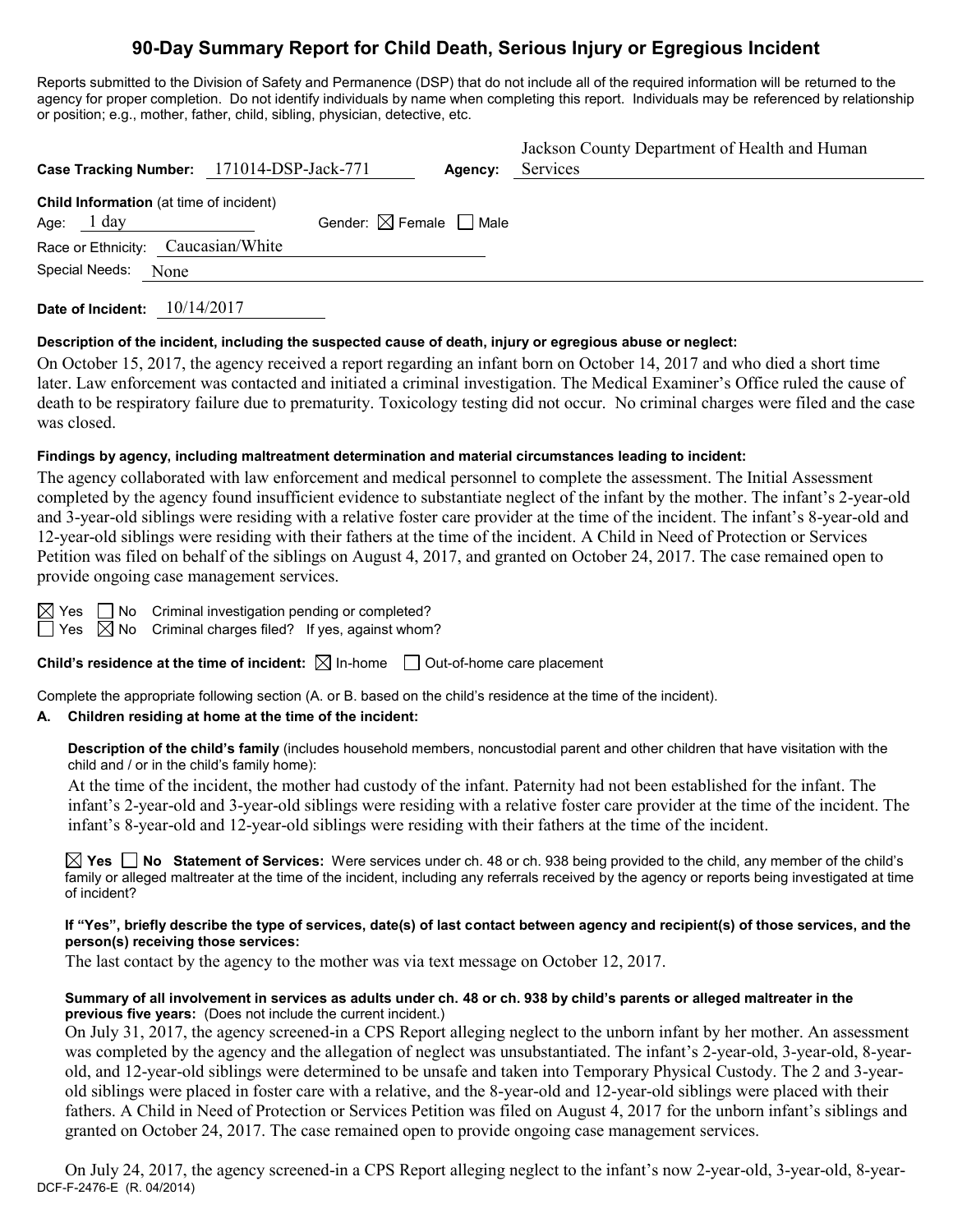# 90-Day Summary Report for Child Death, Serious Injury or Egregious Incident

Reports submitted to the Division of Safety and Permanence (DSP) that do not include all of the required information will be returned to the agency for proper completion. Do not identify individuals by name when completing this report. Individuals may be referenced by relationship or position; e.g., mother, father, child, sibling, physician, detective, etc.

**Case Tracking Number:** 171014-DSP-Jack-771 **Agency:** Jackson County Department of Health and Human Services

**Child Information** (at time of incident)

Age: 1 day Gender: ☒ Female ☐ Male

Race or Ethnicity: Caucasian/White

Special Needs: None

**Date of Incident:** 10/14/2017

**Description of the incident, including the suspected cause of death, injury or egregious abuse or neglect:**

On October 15, 2017, the agency received a report regarding an infant born on October 14, 2017 and who died a short time later. Law enforcement was contacted and initiated a criminal investigation. The Medical Examiner's Office ruled the cause of death to be respiratory failure due to prematurity. Toxicology testing did not occur. No criminal charges were filed and the case was closed.

**Findings by agency, including maltreatment determination and material circumstances leading to incident:**

The agency collaborated with law enforcement and medical personnel to complete the assessment. The Initial Assessment completed by the agency found insufficient evidence to substantiate neglect of the infant by the mother. The infant's 2-year-old and 3-year-old siblings were residing with a relative foster care provider at the time of the incident. The infant's 8-year-old and 12-year-old siblings were residing with their fathers at the time of the incident. A Child in Need of Protection or Services Petition was filed on behalf of the siblings on August 4, 2017, and granted on October 24, 2017. The case remained open to provide ongoing case management services.

☒ Yes ☐ No Criminal investigation pending or completed?

☐ Yes ☒ No Criminal charges filed? If yes, against whom?

**Child's residence at the time of incident:** ☒ In-home ☐ Out-of-home care placement

Complete the appropriate following section (A. or B. based on the child's residence at the time of the incident).

**A. Children residing at home at the time of the incident:**

**Description of the child's family** (includes household members, noncustodial parent and other children that have visitation with the child and / or in the child's family home):

At the time of the incident, the mother had custody of the infant. Paternity had not been established for the infant. The infant's 2-year-old and 3-year-old siblings were residing with a relative foster care provider at the time of the incident. The infant's 8-year-old and 12-year-old siblings were residing with their fathers at the time of the incident.

☒ **Yes** ☐ **No Statement of Services:** Were services under ch. 48 or ch. 938 being provided to the child, any member of the child's family or alleged maltreater at the time of the incident, including any referrals received by the agency or reports being investigated at time of incident?

**If "Yes", briefly describe the type of services, date(s) of last contact between agency and recipient(s) of those services, and the person(s) receiving those services:**

The last contact by the agency to the mother was via text message on October 12, 2017.

**Summary of all involvement in services as adults under ch. 48 or ch. 938 by child's parents or alleged maltreater in the previous five years:** (Does not include the current incident.)

On July 31, 2017, the agency screened-in a CPS Report alleging neglect to the unborn infant by her mother. An assessment was completed by the agency and the allegation of neglect was unsubstantiated. The infant's 2-year-old, 3-year-old, 8-year-old, and 12-year-old siblings were determined to be unsafe and taken into Temporary Physical Custody. The 2 and 3-year-old siblings were placed in foster care with a relative, and the 8-year-old and 12-year-old siblings were placed with their fathers. A Child in Need of Protection or Services Petition was filed on August 4, 2017 for the unborn infant's siblings and granted on October 24, 2017. The case remained open to provide ongoing case management services.

On July 24, 2017, the agency screened-in a CPS Report alleging neglect to the infant's now 2-year-old, 3-year-old, 8-year-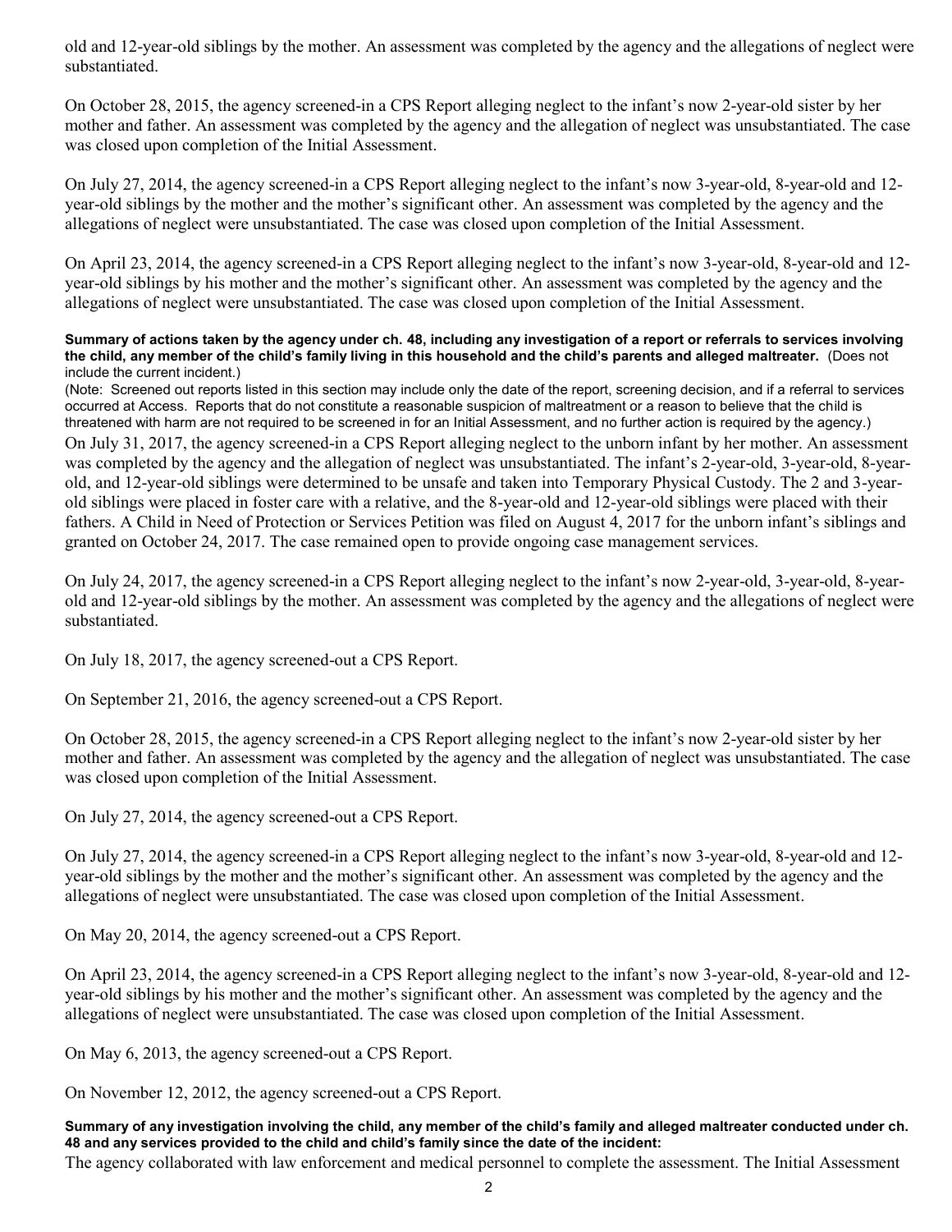old and 12-year-old siblings by the mother. An assessment was completed by the agency and the allegations of neglect were substantiated.

On October 28, 2015, the agency screened-in a CPS Report alleging neglect to the infant's now 2-year-old sister by her mother and father. An assessment was completed by the agency and the allegation of neglect was unsubstantiated. The case was closed upon completion of the Initial Assessment.

On July 27, 2014, the agency screened-in a CPS Report alleging neglect to the infant's now 3-year-old, 8-year-old and 12-year-old siblings by the mother and the mother's significant other. An assessment was completed by the agency and the allegations of neglect were unsubstantiated. The case was closed upon completion of the Initial Assessment.

On April 23, 2014, the agency screened-in a CPS Report alleging neglect to the infant's now 3-year-old, 8-year-old and 12-year-old siblings by his mother and the mother's significant other. An assessment was completed by the agency and the allegations of neglect were unsubstantiated. The case was closed upon completion of the Initial Assessment.

**Summary of actions taken by the agency under ch. 48, including any investigation of a report or referrals to services involving the child, any member of the child's family living in this household and the child's parents and alleged maltreater.** (Does not include the current incident.)

(Note: Screened out reports listed in this section may include only the date of the report, screening decision, and if a referral to services occurred at Access. Reports that do not constitute a reasonable suspicion of maltreatment or a reason to believe that the child is threatened with harm are not required to be screened in for an Initial Assessment, and no further action is required by the agency.)

On July 31, 2017, the agency screened-in a CPS Report alleging neglect to the unborn infant by her mother. An assessment was completed by the agency and the allegation of neglect was unsubstantiated. The infant's 2-year-old, 3-year-old, 8-year-old, and 12-year-old siblings were determined to be unsafe and taken into Temporary Physical Custody. The 2 and 3-year-old siblings were placed in foster care with a relative, and the 8-year-old and 12-year-old siblings were placed with their fathers. A Child in Need of Protection or Services Petition was filed on August 4, 2017 for the unborn infant's siblings and granted on October 24, 2017. The case remained open to provide ongoing case management services.

On July 24, 2017, the agency screened-in a CPS Report alleging neglect to the infant's now 2-year-old, 3-year-old, 8-year-old and 12-year-old siblings by the mother. An assessment was completed by the agency and the allegations of neglect were substantiated.

On July 18, 2017, the agency screened-out a CPS Report.

On September 21, 2016, the agency screened-out a CPS Report.

On October 28, 2015, the agency screened-in a CPS Report alleging neglect to the infant's now 2-year-old sister by her mother and father. An assessment was completed by the agency and the allegation of neglect was unsubstantiated. The case was closed upon completion of the Initial Assessment.

On July 27, 2014, the agency screened-out a CPS Report.

On July 27, 2014, the agency screened-in a CPS Report alleging neglect to the infant's now 3-year-old, 8-year-old and 12-year-old siblings by the mother and the mother's significant other. An assessment was completed by the agency and the allegations of neglect were unsubstantiated. The case was closed upon completion of the Initial Assessment.

On May 20, 2014, the agency screened-out a CPS Report.

On April 23, 2014, the agency screened-in a CPS Report alleging neglect to the infant's now 3-year-old, 8-year-old and 12-year-old siblings by his mother and the mother's significant other. An assessment was completed by the agency and the allegations of neglect were unsubstantiated. The case was closed upon completion of the Initial Assessment.

On May 6, 2013, the agency screened-out a CPS Report.

On November 12, 2012, the agency screened-out a CPS Report.

**Summary of any investigation involving the child, any member of the child's family and alleged maltreater conducted under ch. 48 and any services provided to the child and child's family since the date of the incident:**

The agency collaborated with law enforcement and medical personnel to complete the assessment. The Initial Assessment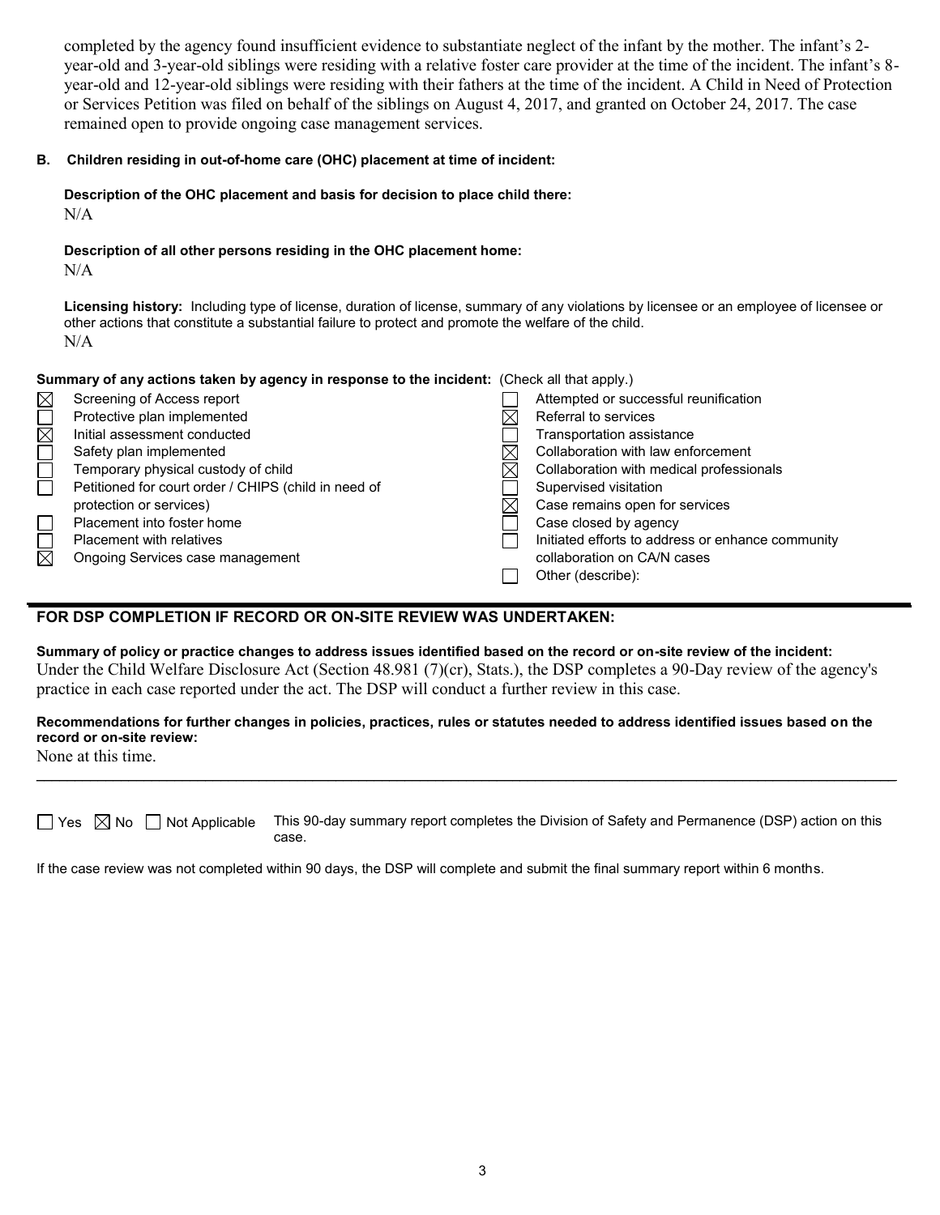completed by the agency found insufficient evidence to substantiate neglect of the infant by the mother. The infant's 2-year-old and 3-year-old siblings were residing with a relative foster care provider at the time of the incident. The infant's 8-year-old and 12-year-old siblings were residing with their fathers at the time of the incident. A Child in Need of Protection or Services Petition was filed on behalf of the siblings on August 4, 2017, and granted on October 24, 2017. The case remained open to provide ongoing case management services.

**B. Children residing in out-of-home care (OHC) placement at time of incident:**

**Description of the OHC placement and basis for decision to place child there:**
N/A

**Description of all other persons residing in the OHC placement home:**
N/A

**Licensing history:** Including type of license, duration of license, summary of any violations by licensee or an employee of licensee or other actions that constitute a substantial failure to protect and promote the welfare of the child.
N/A

**Summary of any actions taken by agency in response to the incident:** (Check all that apply.)

| | |
|---|---|
| ☒ Screening of Access report | ☐ Attempted or successful reunification |
| ☐ Protective plan implemented | ☒ Referral to services |
| ☒ Initial assessment conducted | ☐ Transportation assistance |
| ☐ Safety plan implemented | ☒ Collaboration with law enforcement |
| ☐ Temporary physical custody of child | ☒ Collaboration with medical professionals |
| ☐ Petitioned for court order / CHIPS (child in need of protection or services) | ☐ Supervised visitation |
| ☐ Placement into foster home | ☒ Case remains open for services |
| ☐ Placement with relatives | ☐ Case closed by agency |
| ☒ Ongoing Services case management | ☐ Initiated efforts to address or enhance community collaboration on CA/N cases |
| | ☐ Other (describe): |

## FOR DSP COMPLETION IF RECORD OR ON-SITE REVIEW WAS UNDERTAKEN:

**Summary of policy or practice changes to address issues identified based on the record or on-site review of the incident:**
Under the Child Welfare Disclosure Act (Section 48.981 (7)(cr), Stats.), the DSP completes a 90-Day review of the agency's practice in each case reported under the act. The DSP will conduct a further review in this case.

**Recommendations for further changes in policies, practices, rules or statutes needed to address identified issues based on the record or on-site review:**
None at this time.

☐ Yes ☒ No ☐ Not Applicable This 90-day summary report completes the Division of Safety and Permanence (DSP) action on this case.

If the case review was not completed within 90 days, the DSP will complete and submit the final summary report within 6 months.